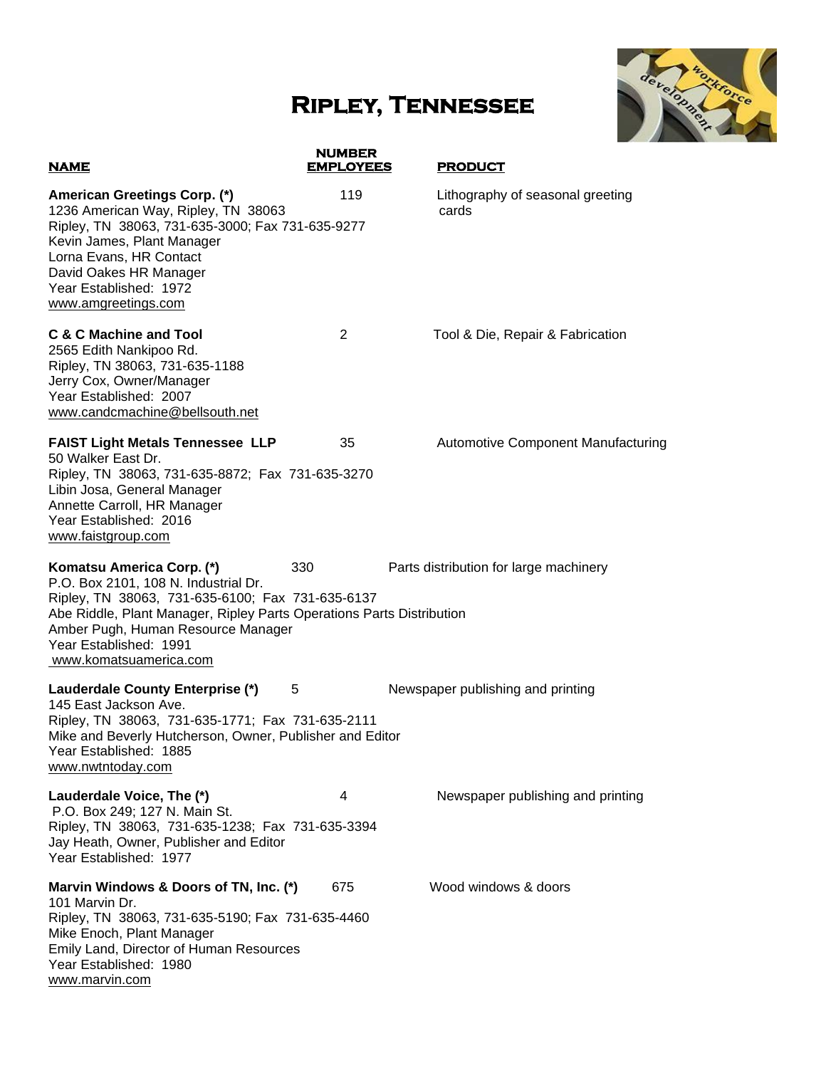# Ripley, Tennessee

| NAME | NUMBER EMPLOYEES | PRODUCT |
|---|---|---|
| **American Greetings Corp. (*)**<br>1236 American Way, Ripley, TN 38063<br>Ripley, TN 38063, 731-635-3000; Fax 731-635-9277<br>Kevin James, Plant Manager<br>Lorna Evans, HR Contact<br>David Oakes HR Manager<br>Year Established: 1972<br>www.amgreetings.com | 119 | Lithography of seasonal greeting cards |
| **C & C Machine and Tool**<br>2565 Edith Nankipoo Rd.<br>Ripley, TN 38063, 731-635-1188<br>Jerry Cox, Owner/Manager<br>Year Established: 2007<br>www.candcmachine@bellsouth.net | 2 | Tool & Die, Repair & Fabrication |
| **FAIST Light Metals Tennessee LLP**<br>50 Walker East Dr.<br>Ripley, TN 38063, 731-635-8872; Fax 731-635-3270<br>Libin Josa, General Manager<br>Annette Carroll, HR Manager<br>Year Established: 2016<br>www.faistgroup.com | 35 | Automotive Component Manufacturing |
| **Komatsu America Corp. (*)**<br>P.O. Box 2101, 108 N. Industrial Dr.<br>Ripley, TN 38063, 731-635-6100; Fax 731-635-6137<br>Abe Riddle, Plant Manager, Ripley Parts Operations Parts Distribution<br>Amber Pugh, Human Resource Manager<br>Year Established: 1991<br>www.komatsuamerica.com | 330 | Parts distribution for large machinery |
| **Lauderdale County Enterprise (*)**<br>145 East Jackson Ave.<br>Ripley, TN 38063, 731-635-1771; Fax 731-635-2111<br>Mike and Beverly Hutcherson, Owner, Publisher and Editor<br>Year Established: 1885<br>www.nwtntoday.com | 5 | Newspaper publishing and printing |
| **Lauderdale Voice, The (*)**<br>P.O. Box 249; 127 N. Main St.<br>Ripley, TN 38063, 731-635-1238; Fax 731-635-3394<br>Jay Heath, Owner, Publisher and Editor<br>Year Established: 1977 | 4 | Newspaper publishing and printing |
| **Marvin Windows & Doors of TN, Inc. (*)**<br>101 Marvin Dr.<br>Ripley, TN 38063, 731-635-5190; Fax 731-635-4460<br>Mike Enoch, Plant Manager<br>Emily Land, Director of Human Resources<br>Year Established: 1980<br>www.marvin.com | 675 | Wood windows & doors |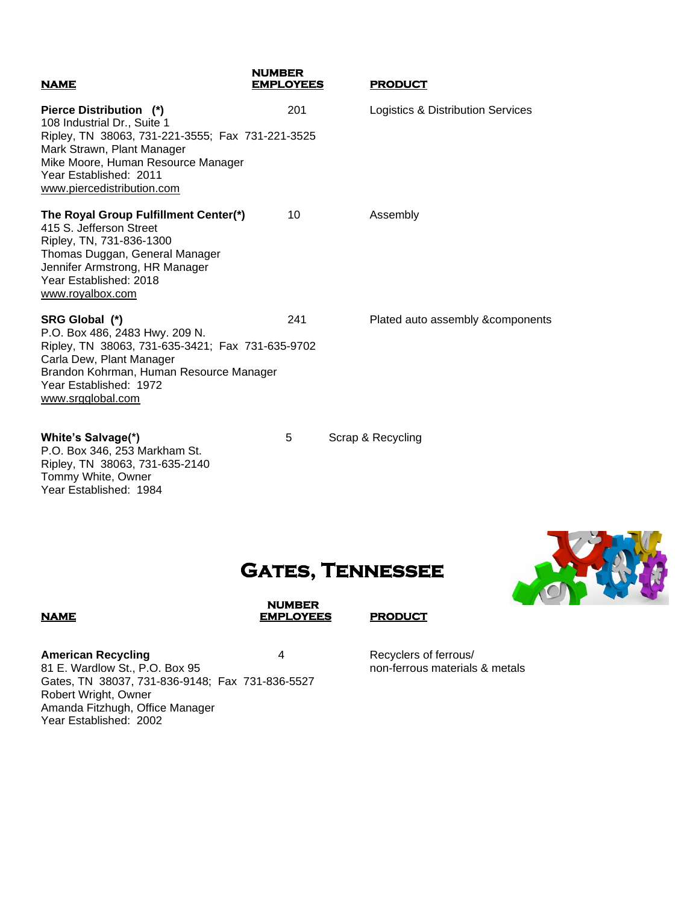| **NAME** | **NUMBER EMPLOYEES** | **PRODUCT** |
|---|---|---|
| **Pierce Distribution (*)**<br>108 Industrial Dr., Suite 1<br>Ripley, TN 38063, 731-221-3555; Fax 731-221-3525<br>Mark Strawn, Plant Manager<br>Mike Moore, Human Resource Manager<br>Year Established: 2011<br>www.piercedistribution.com | 201 | Logistics & Distribution Services |
| **The Royal Group Fulfillment Center(*)**<br>415 S. Jefferson Street<br>Ripley, TN, 731-836-1300<br>Thomas Duggan, General Manager<br>Jennifer Armstrong, HR Manager<br>Year Established: 2018<br>www.royalbox.com | 10 | Assembly |
| **SRG Global (*)**<br>P.O. Box 486, 2483 Hwy. 209 N.<br>Ripley, TN 38063, 731-635-3421; Fax 731-635-9702<br>Carla Dew, Plant Manager<br>Brandon Kohrman, Human Resource Manager<br>Year Established: 1972<br>www.srgglobal.com | 241 | Plated auto assembly &components |
| **White's Salvage(*)**<br>P.O. Box 346, 253 Markham St.<br>Ripley, TN 38063, 731-635-2140<br>Tommy White, Owner<br>Year Established: 1984 | 5 | Scrap & Recycling |

# Gates, Tennessee

| **NAME** | **NUMBER EMPLOYEES** | **PRODUCT** |
|---|---|---|
| **American Recycling**<br>81 E. Wardlow St., P.O. Box 95<br>Gates, TN 38037, 731-836-9148; Fax 731-836-5527<br>Robert Wright, Owner<br>Amanda Fitzhugh, Office Manager<br>Year Established: 2002 | 4 | Recyclers of ferrous/ non-ferrous materials & metals |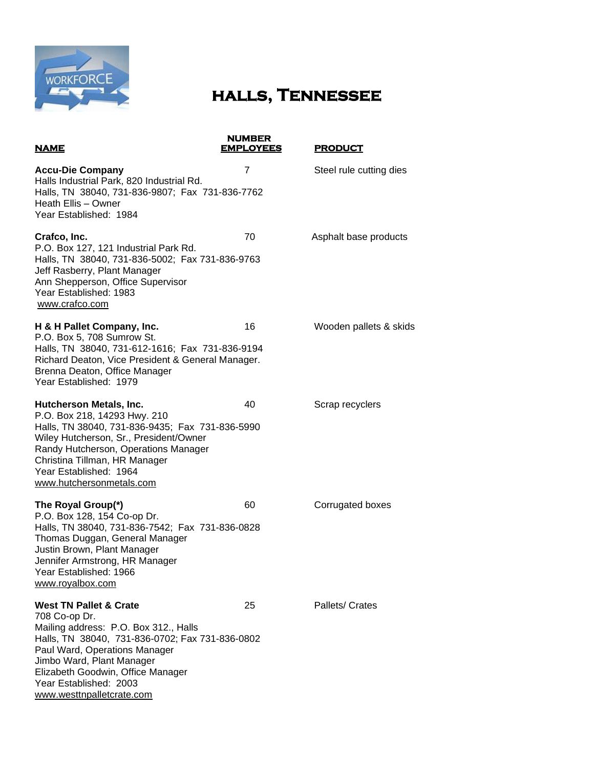# Halls, Tennessee

| NAME | NUMBER EMPLOYEES | PRODUCT |
|---|---|---|
| **Accu-Die Company**<br>Halls Industrial Park, 820 Industrial Rd.<br>Halls, TN 38040, 731-836-9807; Fax 731-836-7762<br>Heath Ellis – Owner<br>Year Established: 1984 | 7 | Steel rule cutting dies |
| **Crafco, Inc.**<br>P.O. Box 127, 121 Industrial Park Rd.<br>Halls, TN 38040, 731-836-5002; Fax 731-836-9763<br>Jeff Rasberry, Plant Manager<br>Ann Shepperson, Office Supervisor<br>Year Established: 1983<br>www.crafco.com | 70 | Asphalt base products |
| **H & H Pallet Company, Inc.**<br>P.O. Box 5, 708 Sumrow St.<br>Halls, TN 38040, 731-612-1616; Fax 731-836-9194<br>Richard Deaton, Vice President & General Manager.<br>Brenna Deaton, Office Manager<br>Year Established: 1979 | 16 | Wooden pallets & skids |
| **Hutcherson Metals, Inc.**<br>P.O. Box 218, 14293 Hwy. 210<br>Halls, TN 38040, 731-836-9435; Fax 731-836-5990<br>Wiley Hutcherson, Sr., President/Owner<br>Randy Hutcherson, Operations Manager<br>Christina Tillman, HR Manager<br>Year Established: 1964<br>www.hutchersonmetals.com | 40 | Scrap recyclers |
| **The Royal Group(*)**<br>P.O. Box 128, 154 Co-op Dr.<br>Halls, TN 38040, 731-836-7542; Fax 731-836-0828<br>Thomas Duggan, General Manager<br>Justin Brown, Plant Manager<br>Jennifer Armstrong, HR Manager<br>Year Established: 1966<br>www.royalbox.com | 60 | Corrugated boxes |
| **West TN Pallet & Crate**<br>708 Co-op Dr.<br>Mailing address: P.O. Box 312., Halls<br>Halls, TN 38040, 731-836-0702; Fax 731-836-0802<br>Paul Ward, Operations Manager<br>Jimbo Ward, Plant Manager<br>Elizabeth Goodwin, Office Manager<br>Year Established: 2003<br>www.westtnpalletcrate.com | 25 | Pallets/ Crates |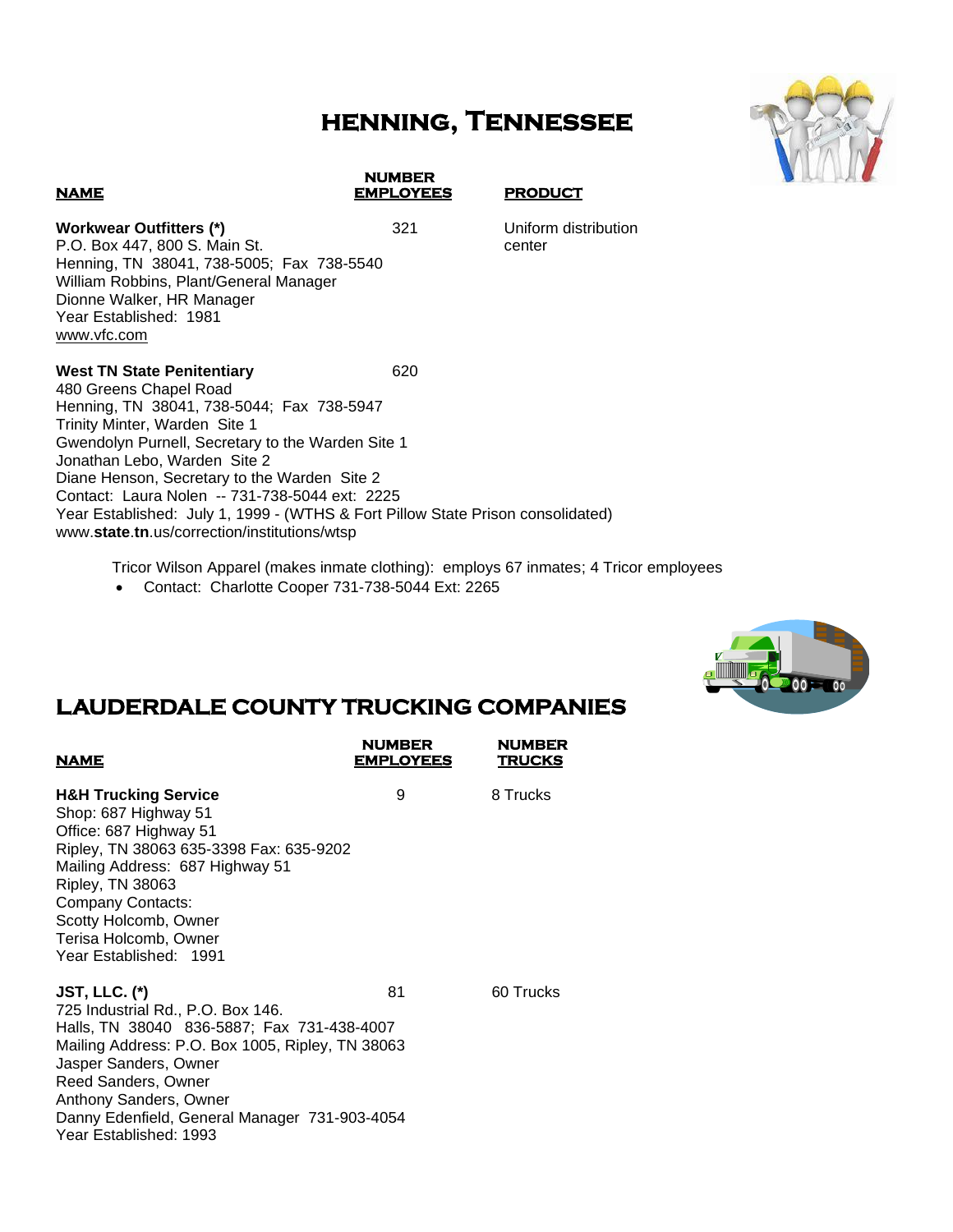# HENNING, TENNESSEE

| NAME | NUMBER EMPLOYEES | PRODUCT |
|---|---|---|
| **Workwear Outfitters (*)**<br>P.O. Box 447, 800 S. Main St.<br>Henning, TN 38041, 738-5005; Fax 738-5540<br>William Robbins, Plant/General Manager<br>Dionne Walker, HR Manager<br>Year Established: 1981<br>www.vfc.com | 321 | Uniform distribution center |
| **West TN State Penitentiary**<br>480 Greens Chapel Road<br>Henning, TN 38041, 738-5044; Fax 738-5947<br>Trinity Minter, Warden Site 1<br>Gwendolyn Purnell, Secretary to the Warden Site 1<br>Jonathan Lebo, Warden Site 2<br>Diane Henson, Secretary to the Warden Site 2<br>Contact: Laura Nolen -- 731-738-5044 ext: 2225<br>Year Established: July 1, 1999 - (WTHS & Fort Pillow State Prison consolidated)<br>www.**state**.**tn**.us/correction/institutions/wtsp | 620 | |

Tricor Wilson Apparel (makes inmate clothing): employs 67 inmates; 4 Tricor employees

- Contact: Charlotte Cooper 731-738-5044 Ext: 2265

# LAUDERDALE COUNTY TRUCKING COMPANIES

| NAME | NUMBER EMPLOYEES | NUMBER TRUCKS |
|---|---|---|
| **H&H Trucking Service**<br>Shop: 687 Highway 51<br>Office: 687 Highway 51<br>Ripley, TN 38063 635-3398 Fax: 635-9202<br>Mailing Address: 687 Highway 51<br>Ripley, TN 38063<br>Company Contacts:<br>Scotty Holcomb, Owner<br>Terisa Holcomb, Owner<br>Year Established: 1991 | 9 | 8 Trucks |
| **JST, LLC. (*)**<br>725 Industrial Rd., P.O. Box 146.<br>Halls, TN 38040 836-5887; Fax 731-438-4007<br>Mailing Address: P.O. Box 1005, Ripley, TN 38063<br>Jasper Sanders, Owner<br>Reed Sanders, Owner<br>Anthony Sanders, Owner<br>Danny Edenfield, General Manager 731-903-4054<br>Year Established: 1993 | 81 | 60 Trucks |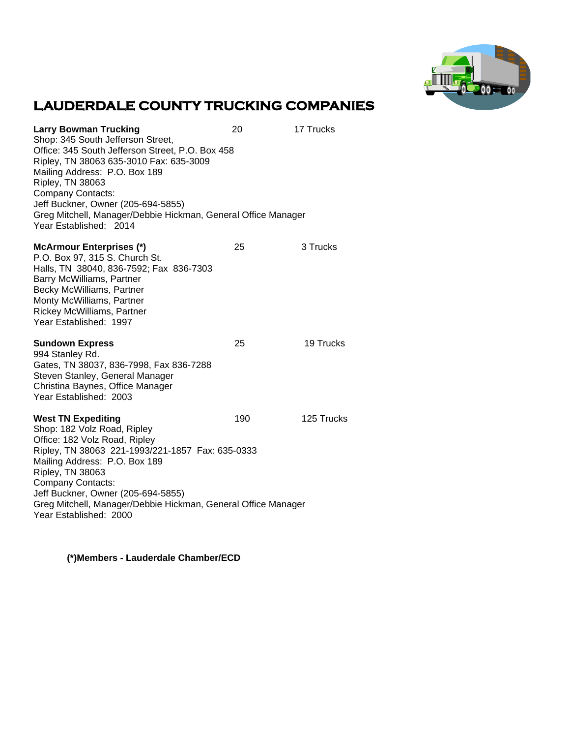# LAUDERDALE COUNTY TRUCKING COMPANIES

**Larry Bowman Trucking** 20 17 Trucks
Shop: 345 South Jefferson Street,
Office: 345 South Jefferson Street, P.O. Box 458
Ripley, TN 38063 635-3010 Fax: 635-3009
Mailing Address: P.O. Box 189
Ripley, TN 38063
Company Contacts:
Jeff Buckner, Owner (205-694-5855)
Greg Mitchell, Manager/Debbie Hickman, General Office Manager
Year Established: 2014

**McArmour Enterprises (*)** 25 3 Trucks
P.O. Box 97, 315 S. Church St.
Halls, TN 38040, 836-7592; Fax 836-7303
Barry McWilliams, Partner
Becky McWilliams, Partner
Monty McWilliams, Partner
Rickey McWilliams, Partner
Year Established: 1997

**Sundown Express** 25 19 Trucks
994 Stanley Rd.
Gates, TN 38037, 836-7998, Fax 836-7288
Steven Stanley, General Manager
Christina Baynes, Office Manager
Year Established: 2003

**West TN Expediting** 190 125 Trucks
Shop: 182 Volz Road, Ripley
Office: 182 Volz Road, Ripley
Ripley, TN 38063 221-1993/221-1857 Fax: 635-0333
Mailing Address: P.O. Box 189
Ripley, TN 38063
Company Contacts:
Jeff Buckner, Owner (205-694-5855)
Greg Mitchell, Manager/Debbie Hickman, General Office Manager
Year Established: 2000

**(*)Members - Lauderdale Chamber/ECD**